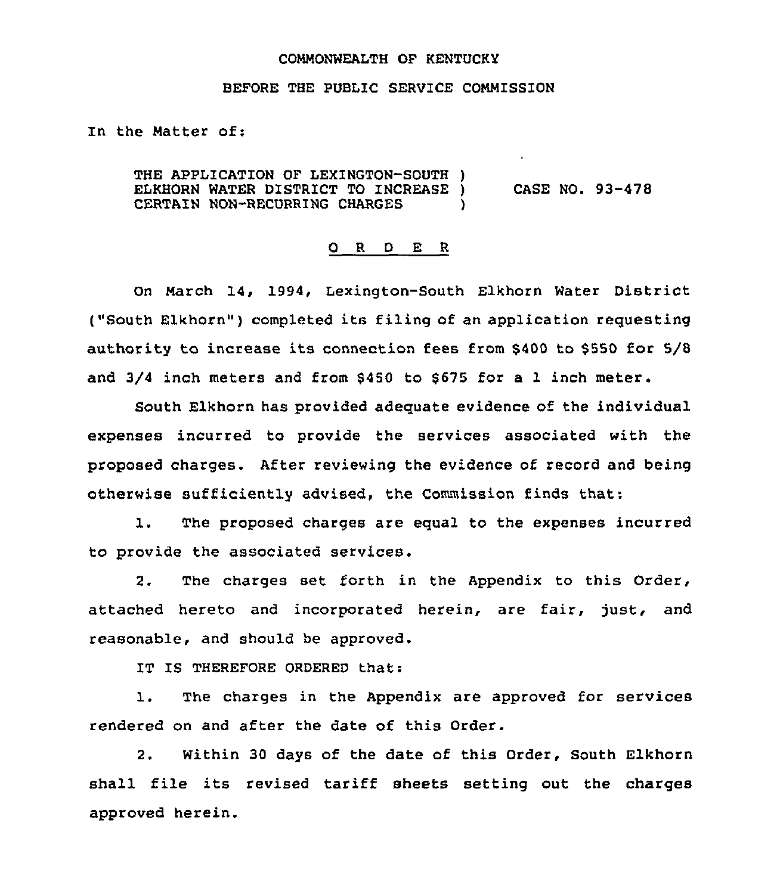COMMONWEALTH OF KENTUCKY

BEFORE THE PUBLIC SERVICE COMMISSION

In the Matter of:

THE APPLICATION OF LEXINGTON-SOUTH ELKHORN WATER DISTRICT TO INCREASE CERTAIN NON-RECURRING CHARGES ) CASE NO. 93-478

# O R D E R

On March 14, 1994, Lexington-South Elkhorn Water District ("South Elkhorn") completed its filing of an application requesting authority to increase its connection fees from $400 to $550 for 5/8 and 3/4 inch meters and from $450 to $675 for a 1 inch meter.

South Elkhorn has provided adequate evidence of the individual expenses incurred to provide the services associated with the proposed charges. After reviewing the evidence of record and being otherwise sufficiently advised, the Commission finds that:

1. The proposed charges are equal to the expenses incurred to provide the associated services.

2. The charges set forth in the Appendix to this Order, attached hereto and incorporated herein, are fair, just, and reasonable, and should be approved.

IT IS THEREFORE ORDERED that:

1. The charges in the Appendix are approved for services rendered on and after the date of this Order.

2. Within 30 days of the date of this Order, South Elkhorn shall file its revised tariff sheets setting out the charges approved herein.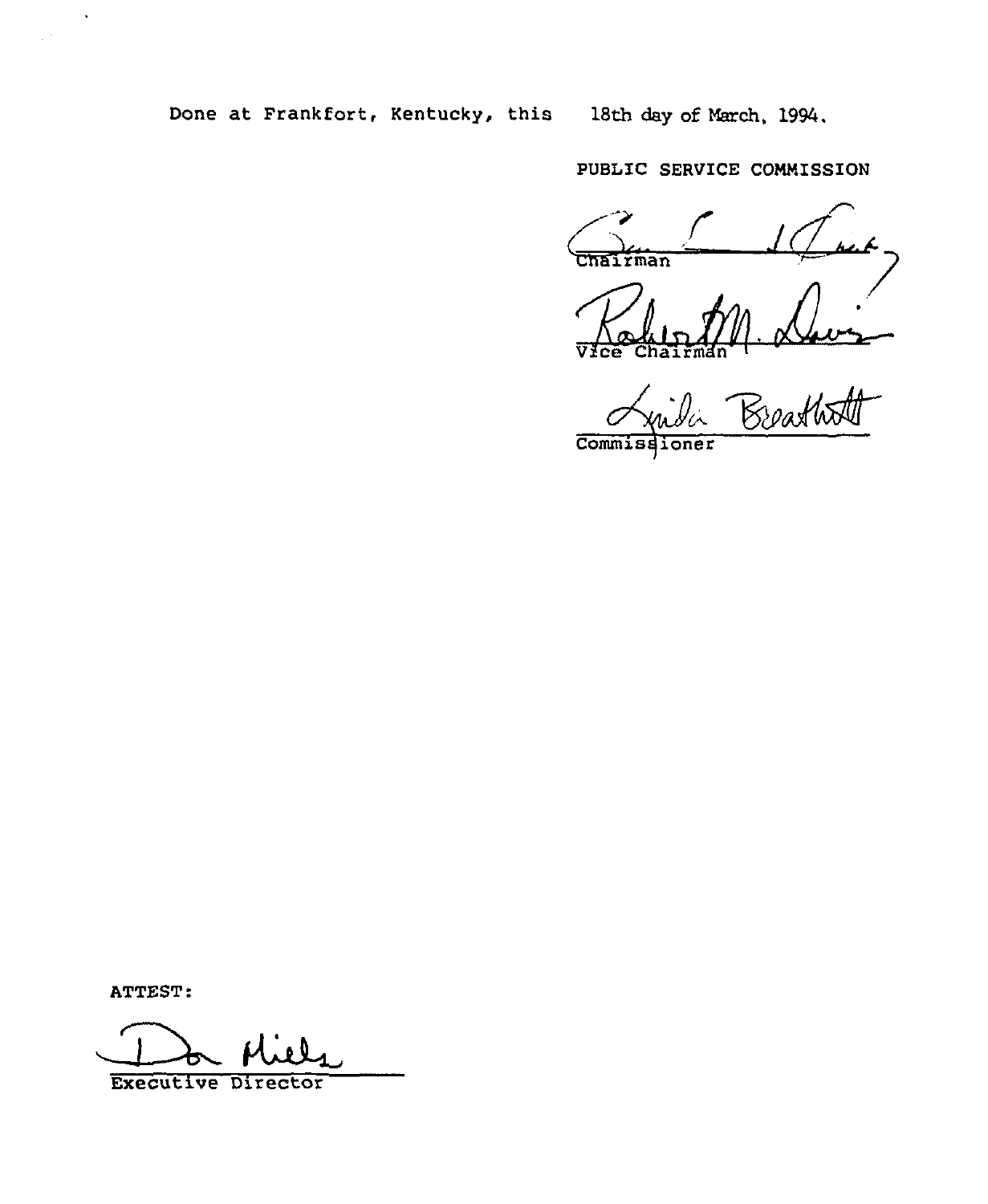Done at Frankfort, Kentucky, this 18th day of March, 1994.

PUBLIC SERVICE COMMISSION

Chairman

Vice Chairman

Commissioner

ATTEST:

Executive Director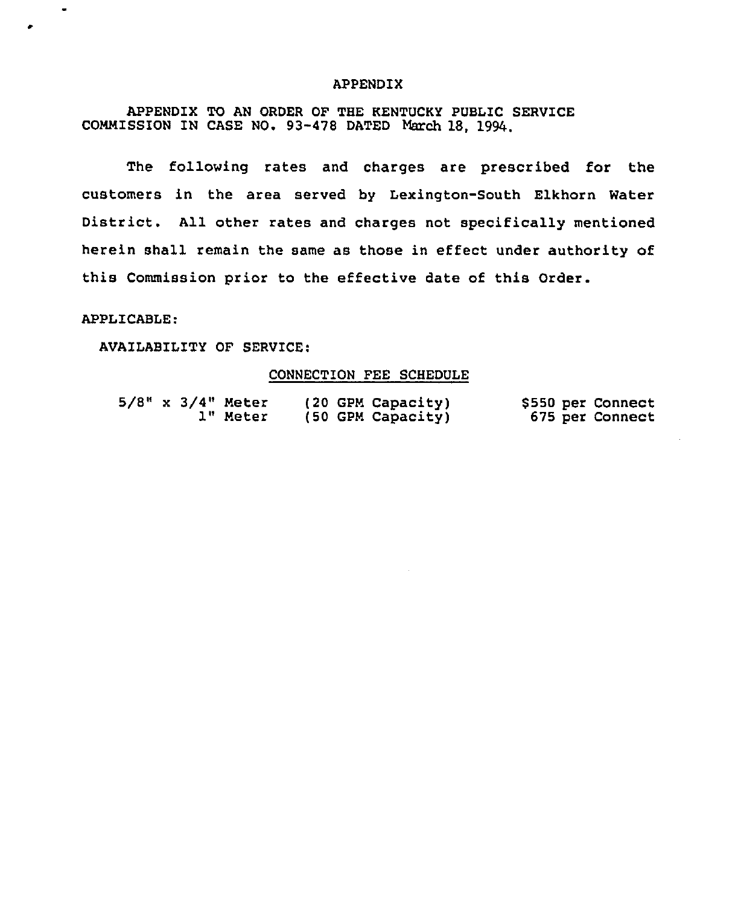# APPENDIX

APPENDIX TO AN ORDER OF THE KENTUCKY PUBLIC SERVICE COMMISSION IN CASE NO. 93-478 DATED March 18, 1994.

The following rates and charges are prescribed for the customers in the area served by Lexington-South Elkhorn Water District. All other rates and charges not specifically mentioned herein shall remain the same as those in effect under authority of this Commission prior to the effective date of this Order.

APPLICABLE:

AVAILABILITY OF SERVICE:

CONNECTION FEE SCHEDULE

| | | |
|---|---|---|
| 5/8" x 3/4" Meter | (20 GPM Capacity) | $550 per Connect |
| 1" Meter | (50 GPM Capacity) | 675 per Connect |